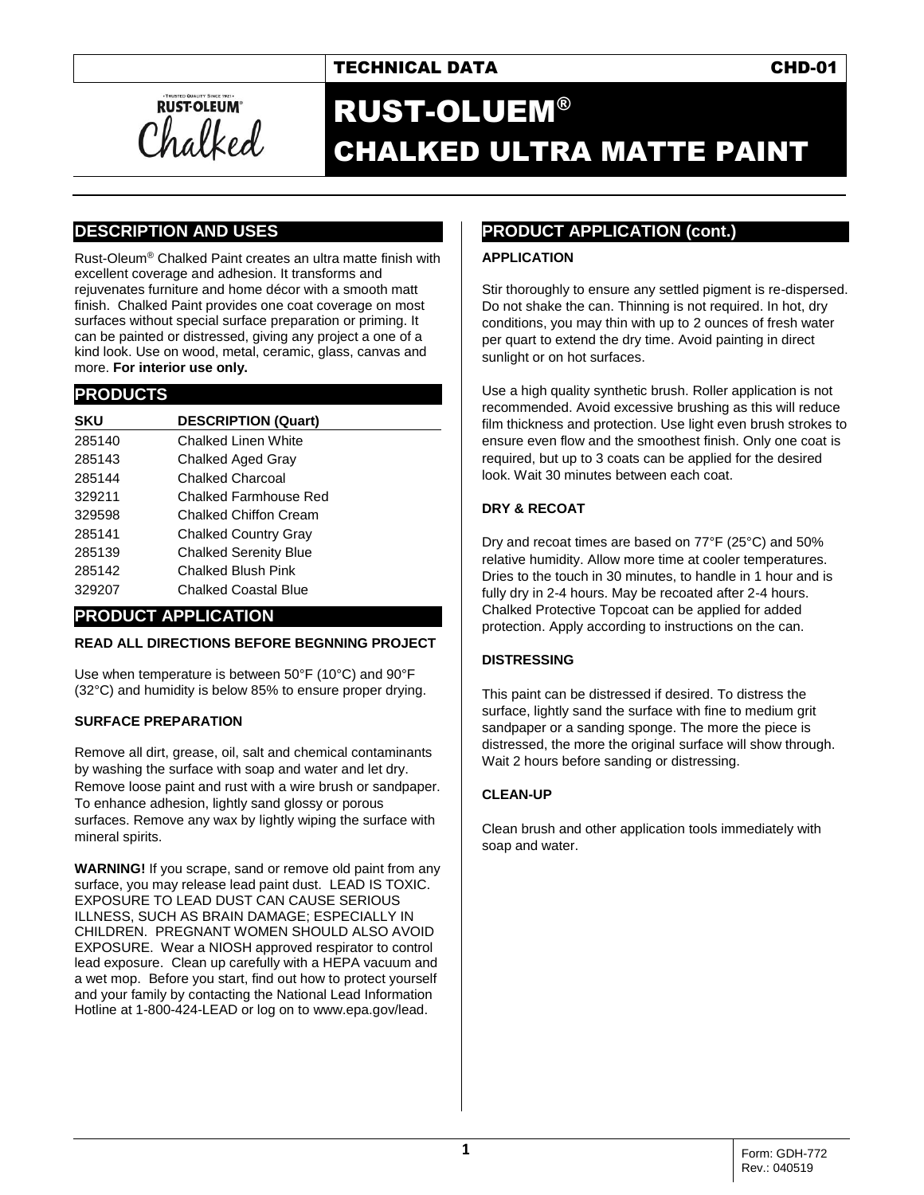TECHNICAL DATA CHD-01

# RUST-OLUEM®
# CHALKED ULTRA MATTE PAINT

## DESCRIPTION AND USES

Rust-Oleum® Chalked Paint creates an ultra matte finish with excellent coverage and adhesion. It transforms and rejuvenates furniture and home décor with a smooth matt finish. Chalked Paint provides one coat coverage on most surfaces without special surface preparation or priming. It can be painted or distressed, giving any project a one of a kind look. Use on wood, metal, ceramic, glass, canvas and more. **For interior use only.**

## PRODUCTS

| SKU | DESCRIPTION (Quart) |
|---|---|
| 285140 | Chalked Linen White |
| 285143 | Chalked Aged Gray |
| 285144 | Chalked Charcoal |
| 329211 | Chalked Farmhouse Red |
| 329598 | Chalked Chiffon Cream |
| 285141 | Chalked Country Gray |
| 285139 | Chalked Serenity Blue |
| 285142 | Chalked Blush Pink |
| 329207 | Chalked Coastal Blue |

## PRODUCT APPLICATION

**READ ALL DIRECTIONS BEFORE BEGNNING PROJECT**

Use when temperature is between 50°F (10°C) and 90°F (32°C) and humidity is below 85% to ensure proper drying.

### SURFACE PREPARATION

Remove all dirt, grease, oil, salt and chemical contaminants by washing the surface with soap and water and let dry. Remove loose paint and rust with a wire brush or sandpaper. To enhance adhesion, lightly sand glossy or porous surfaces. Remove any wax by lightly wiping the surface with mineral spirits.

**WARNING!** If you scrape, sand or remove old paint from any surface, you may release lead paint dust. LEAD IS TOXIC. EXPOSURE TO LEAD DUST CAN CAUSE SERIOUS ILLNESS, SUCH AS BRAIN DAMAGE; ESPECIALLY IN CHILDREN. PREGNANT WOMEN SHOULD ALSO AVOID EXPOSURE. Wear a NIOSH approved respirator to control lead exposure. Clean up carefully with a HEPA vacuum and a wet mop. Before you start, find out how to protect yourself and your family by contacting the National Lead Information Hotline at 1-800-424-LEAD or log on to www.epa.gov/lead.

## PRODUCT APPLICATION (cont.)

### APPLICATION

Stir thoroughly to ensure any settled pigment is re-dispersed. Do not shake the can. Thinning is not required. In hot, dry conditions, you may thin with up to 2 ounces of fresh water per quart to extend the dry time. Avoid painting in direct sunlight or on hot surfaces.

Use a high quality synthetic brush. Roller application is not recommended. Avoid excessive brushing as this will reduce film thickness and protection. Use light even brush strokes to ensure even flow and the smoothest finish. Only one coat is required, but up to 3 coats can be applied for the desired look. Wait 30 minutes between each coat.

### DRY & RECOAT

Dry and recoat times are based on 77°F (25°C) and 50% relative humidity. Allow more time at cooler temperatures. Dries to the touch in 30 minutes, to handle in 1 hour and is fully dry in 2-4 hours. May be recoated after 2-4 hours. Chalked Protective Topcoat can be applied for added protection. Apply according to instructions on the can.

### DISTRESSING

This paint can be distressed if desired. To distress the surface, lightly sand the surface with fine to medium grit sandpaper or a sanding sponge. The more the piece is distressed, the more the original surface will show through. Wait 2 hours before sanding or distressing.

### CLEAN-UP

Clean brush and other application tools immediately with soap and water.

Form: GDH-772
Rev.: 040519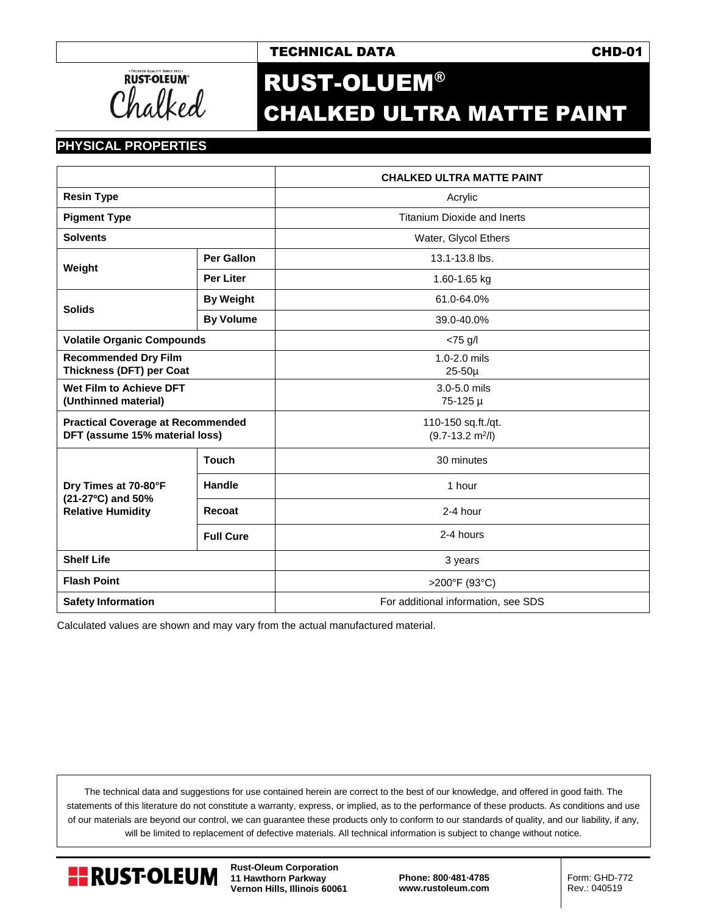TECHNICAL DATA CHD-01

# RUST-OLUEM®
# CHALKED ULTRA MATTE PAINT

## PHYSICAL PROPERTIES

| | | CHALKED ULTRA MATTE PAINT |
|---|---|---|
| **Resin Type** | | Acrylic |
| **Pigment Type** | | Titanium Dioxide and Inerts |
| **Solvents** | | Water, Glycol Ethers |
| **Weight** | **Per Gallon** | 13.1-13.8 lbs. |
| | **Per Liter** | 1.60-1.65 kg |
| **Solids** | **By Weight** | 61.0-64.0% |
| | **By Volume** | 39.0-40.0% |
| **Volatile Organic Compounds** | | <75 g/l |
| **Recommended Dry Film Thickness (DFT) per Coat** | | 1.0-2.0 mils<br>25-50µ |
| **Wet Film to Achieve DFT (Unthinned material)** | | 3.0-5.0 mils<br>75-125 µ |
| **Practical Coverage at Recommended DFT (assume 15% material loss)** | | 110-150 sq.ft./qt.<br>(9.7-13.2 m²/l) |
| **Dry Times at 70-80°F (21-27°C) and 50% Relative Humidity** | **Touch** | 30 minutes |
| | **Handle** | 1 hour |
| | **Recoat** | 2-4 hour |
| | **Full Cure** | 2-4 hours |
| **Shelf Life** | | 3 years |
| **Flash Point** | | >200°F (93°C) |
| **Safety Information** | | For additional information, see SDS |

Calculated values are shown and may vary from the actual manufactured material.

The technical data and suggestions for use contained herein are correct to the best of our knowledge, and offered in good faith. The statements of this literature do not constitute a warranty, express, or implied, as to the performance of these products. As conditions and use of our materials are beyond our control, we can guarantee these products only to conform to our standards of quality, and our liability, if any, will be limited to replacement of defective materials. All technical information is subject to change without notice.

**Rust-Oleum Corporation**
**11 Hawthorn Parkway**
**Vernon Hills, Illinois 60061**

**Phone: 800·481·4785**
**www.rustoleum.com**

Form: GHD-772
Rev.: 040519